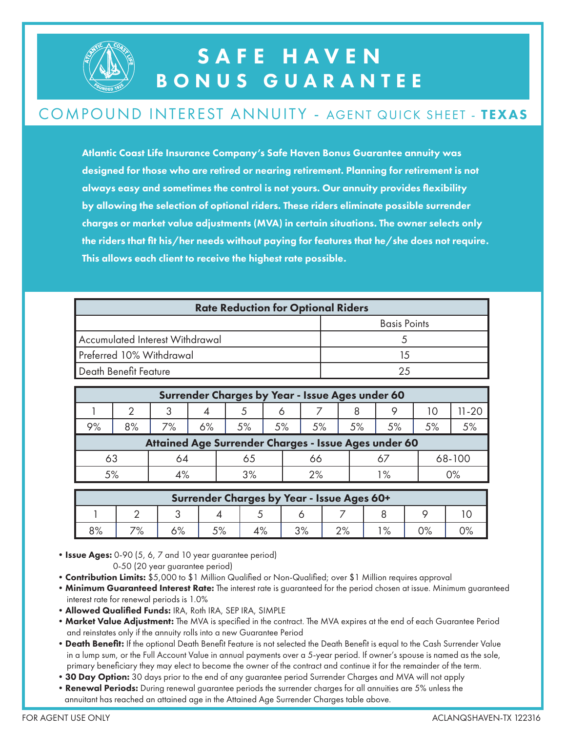# SAFE HAVEN BONUS GUARANTEE

## COMPOUND INTEREST ANNUITY - AGENT QUICK SHEET - **TEXAS**

**Atlantic Coast Life Insurance Company's Safe Haven Bonus Guarantee annuity was designed for those who are retired or nearing retirement. Planning for retirement is not always easy and sometimes the control is not yours. Our annuity provides flexibility by allowing the selection of optional riders. These riders eliminate possible surrender charges or market value adjustments (MVA) in certain situations. The owner selects only the riders that fit his/her needs without paying for features that he/she does not require. This allows each client to receive the highest rate possible.**

| Rate Reduction for Optional Riders | |
|---|---|
| | Basis Points |
| Accumulated Interest Withdrawal | 5 |
| Preferred 10% Withdrawal | 15 |
| Death Benefit Feature | 25 |

| Surrender Charges by Year - Issue Ages under 60 | | | | | | | | | | |
|---|---|---|---|---|---|---|---|---|---|---|
| 1 | 2 | 3 | 4 | 5 | 6 | 7 | 8 | 9 | 10 | 11-20 |
| 9% | 8% | 7% | 6% | 5% | 5% | 5% | 5% | 5% | 5% | 5% |

| Attained Age Surrender Charges - Issue Ages under 60 | | | | | |
|---|---|---|---|---|---|
| 63 | 64 | 65 | 66 | 67 | 68-100 |
| 5% | 4% | 3% | 2% | 1% | 0% |

| Surrender Charges by Year - Issue Ages 60+ | | | | | | | | | |
|---|---|---|---|---|---|---|---|---|---|
| 1 | 2 | 3 | 4 | 5 | 6 | 7 | 8 | 9 | 10 |
| 8% | 7% | 6% | 5% | 4% | 3% | 2% | 1% | 0% | 0% |

- **Issue Ages:** 0-90 (5, 6, 7 and 10 year guarantee period)
  0-50 (20 year guarantee period)
- **Contribution Limits:** $5,000 to $1 Million Qualified or Non-Qualified; over $1 Million requires approval
- **Minimum Guaranteed Interest Rate:** The interest rate is guaranteed for the period chosen at issue. Minimum guaranteed interest rate for renewal periods is 1.0%
- **Allowed Qualified Funds:** IRA, Roth IRA, SEP IRA, SIMPLE
- **Market Value Adjustment:** The MVA is specified in the contract. The MVA expires at the end of each Guarantee Period and reinstates only if the annuity rolls into a new Guarantee Period
- **Death Benefit:** If the optional Death Benefit Feature is not selected the Death Benefit is equal to the Cash Surrender Value in a lump sum, or the Full Account Value in annual payments over a 5-year period. If owner's spouse is named as the sole, primary beneficiary they may elect to become the owner of the contract and continue it for the remainder of the term.
- **30 Day Option:** 30 days prior to the end of any guarantee period Surrender Charges and MVA will not apply
- **Renewal Periods:** During renewal guarantee periods the surrender charges for all annuities are 5% unless the annuitant has reached an attained age in the Attained Age Surrender Charges table above.

FOR AGENT USE ONLY

ACLANQSHAVEN-TX 122316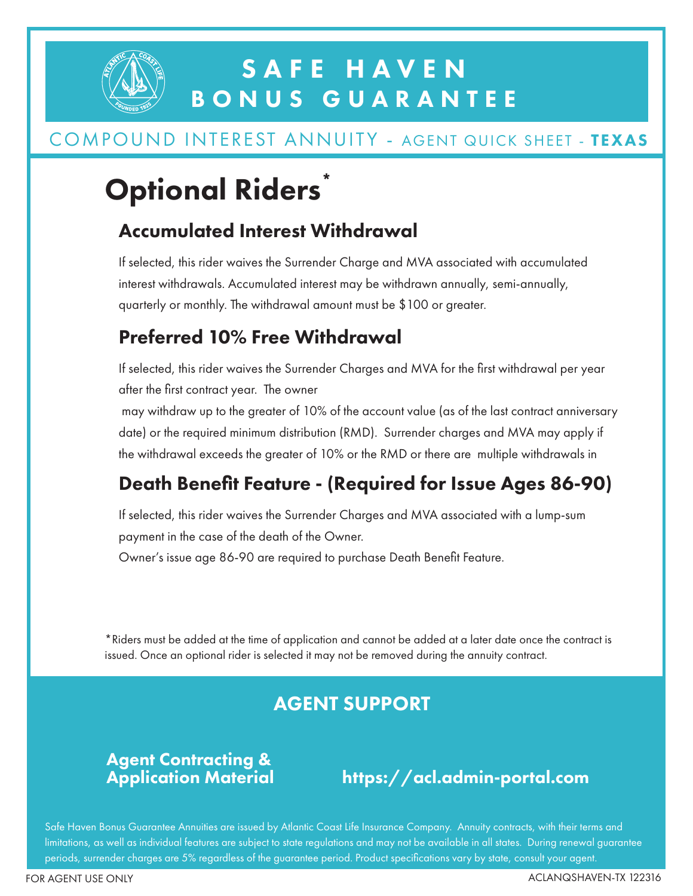# SAFE HAVEN BONUS GUARANTEE

COMPOUND INTEREST ANNUITY - AGENT QUICK SHEET - **TEXAS**

# Optional Riders*

## Accumulated Interest Withdrawal

If selected, this rider waives the Surrender Charge and MVA associated with accumulated interest withdrawals. Accumulated interest may be withdrawn annually, semi-annually, quarterly or monthly. The withdrawal amount must be $100 or greater.

## Preferred 10% Free Withdrawal

If selected, this rider waives the Surrender Charges and MVA for the first withdrawal per year after the first contract year. The owner

may withdraw up to the greater of 10% of the account value (as of the last contract anniversary date) or the required minimum distribution (RMD). Surrender charges and MVA may apply if the withdrawal exceeds the greater of 10% or the RMD or there are multiple withdrawals in

## Death Benefit Feature - (Required for Issue Ages 86-90)

If selected, this rider waives the Surrender Charges and MVA associated with a lump-sum payment in the case of the death of the Owner.

Owner's issue age 86-90 are required to purchase Death Benefit Feature.

*Riders must be added at the time of application and cannot be added at a later date once the contract is issued. Once an optional rider is selected it may not be removed during the annuity contract.

## AGENT SUPPORT

**Agent Contracting & Application Material** **https://acl.admin-portal.com**

Safe Haven Bonus Guarantee Annuities are issued by Atlantic Coast Life Insurance Company. Annuity contracts, with their terms and limitations, as well as individual features are subject to state regulations and may not be available in all states. During renewal guarantee periods, surrender charges are 5% regardless of the guarantee period. Product specifications vary by state, consult your agent.

FOR AGENT USE ONLY

ACLANQSHAVEN-TX 122316